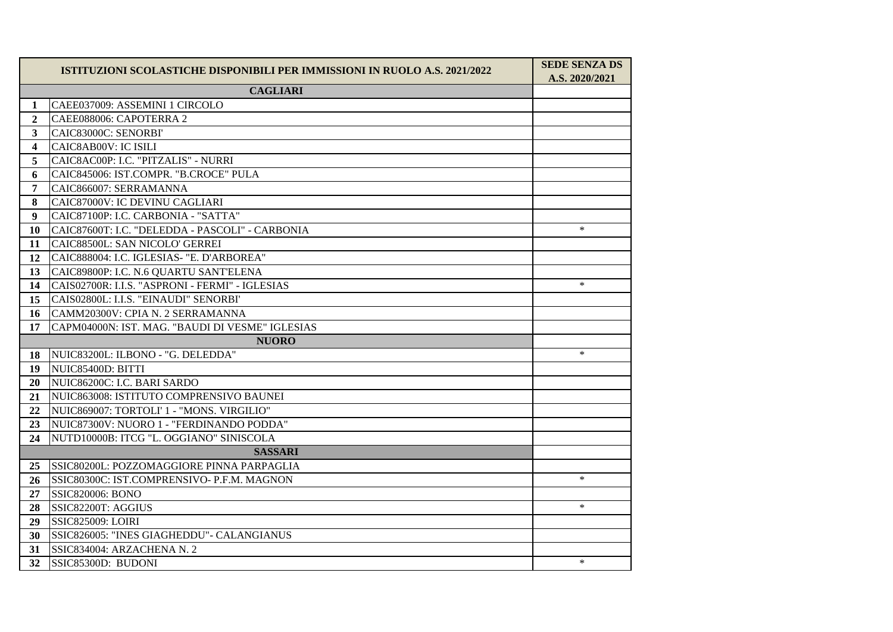| | ISTITUZIONI SCOLASTICHE DISPONIBILI PER IMMISSIONI IN RUOLO A.S. 2021/2022 | SEDE SENZA DS A.S. 2020/2021 |
|---|---|---|
| | **CAGLIARI** | |
| 1 | CAEE037009: ASSEMINI 1 CIRCOLO | |
| 2 | CAEE088006: CAPOTERRA 2 | |
| 3 | CAIC83000C: SENORBI' | |
| 4 | CAIC8AB00V: IC ISILI | |
| 5 | CAIC8AC00P: I.C. "PITZALIS" - NURRI | |
| 6 | CAIC845006: IST.COMPR. "B.CROCE" PULA | |
| 7 | CAIC866007: SERRAMANNA | |
| 8 | CAIC87000V: IC DEVINU CAGLIARI | |
| 9 | CAIC87100P: I.C. CARBONIA - "SATTA" | |
| 10 | CAIC87600T: I.C. "DELEDDA - PASCOLI" - CARBONIA | * |
| 11 | CAIC88500L: SAN NICOLO' GERREI | |
| 12 | CAIC888004: I.C. IGLESIAS- "E. D'ARBOREA" | |
| 13 | CAIC89800P: I.C. N.6 QUARTU SANT'ELENA | |
| 14 | CAIS02700R: I.I.S. "ASPRONI - FERMI" - IGLESIAS | * |
| 15 | CAIS02800L: I.I.S. "EINAUDI" SENORBI' | |
| 16 | CAMM20300V: CPIA N. 2 SERRAMANNA | |
| 17 | CAPM04000N: IST. MAG. "BAUDI DI VESME" IGLESIAS | |
| | **NUORO** | |
| 18 | NUIC83200L: ILBONO - "G. DELEDDA" | * |
| 19 | NUIC85400D: BITTI | |
| 20 | NUIC86200C: I.C. BARI SARDO | |
| 21 | NUIC863008: ISTITUTO COMPRENSIVO BAUNEI | |
| 22 | NUIC869007: TORTOLI' 1 - "MONS. VIRGILIO" | |
| 23 | NUIC87300V: NUORO 1 - "FERDINANDO PODDA" | |
| 24 | NUTD10000B: ITCG "L. OGGIANO" SINISCOLA | |
| | **SASSARI** | |
| 25 | SSIC80200L: POZZOMAGGIORE PINNA PARPAGLIA | |
| 26 | SSIC80300C: IST.COMPRENSIVO- P.F.M. MAGNON | * |
| 27 | SSIC820006: BONO | |
| 28 | SSIC82200T: AGGIUS | * |
| 29 | SSIC825009: LOIRI | |
| 30 | SSIC826005: "INES GIAGHEDDU"- CALANGIANUS | |
| 31 | SSIC834004: ARZACHENA N. 2 | |
| 32 | SSIC85300D: BUDONI | * |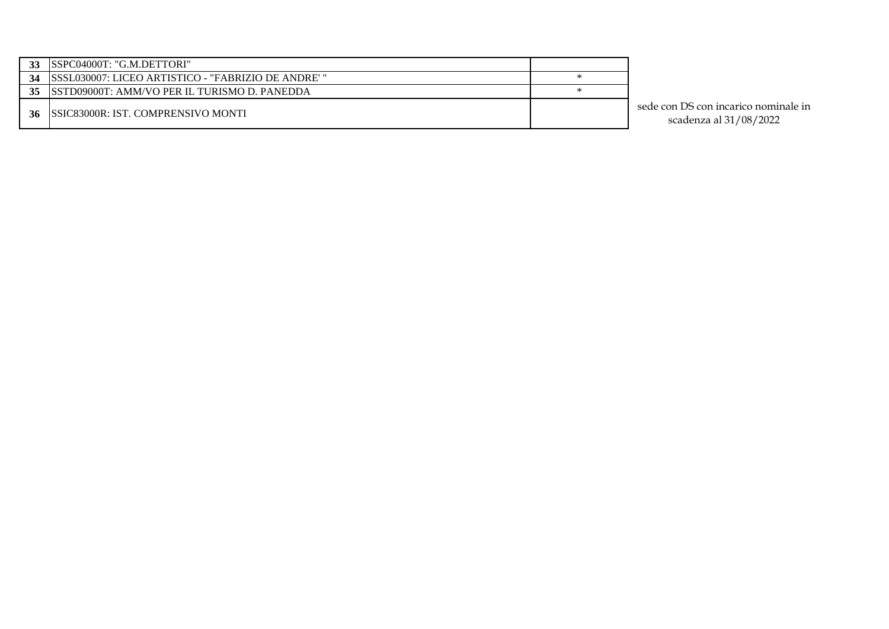| | | | |
|---|---|---|---|
| **33** | SSPC04000T: "G.M.DETTORI" | | |
| **34** | SSSL030007: LICEO ARTISTICO - "FABRIZIO DE ANDRE' " | * | |
| **35** | SSTD09000T: AMM/VO PER IL TURISMO D. PANEDDA | * | |
| **36** | SSIC83000R: IST. COMPRENSIVO MONTI | | sede con DS con incarico nominale in scadenza al 31/08/2022 |